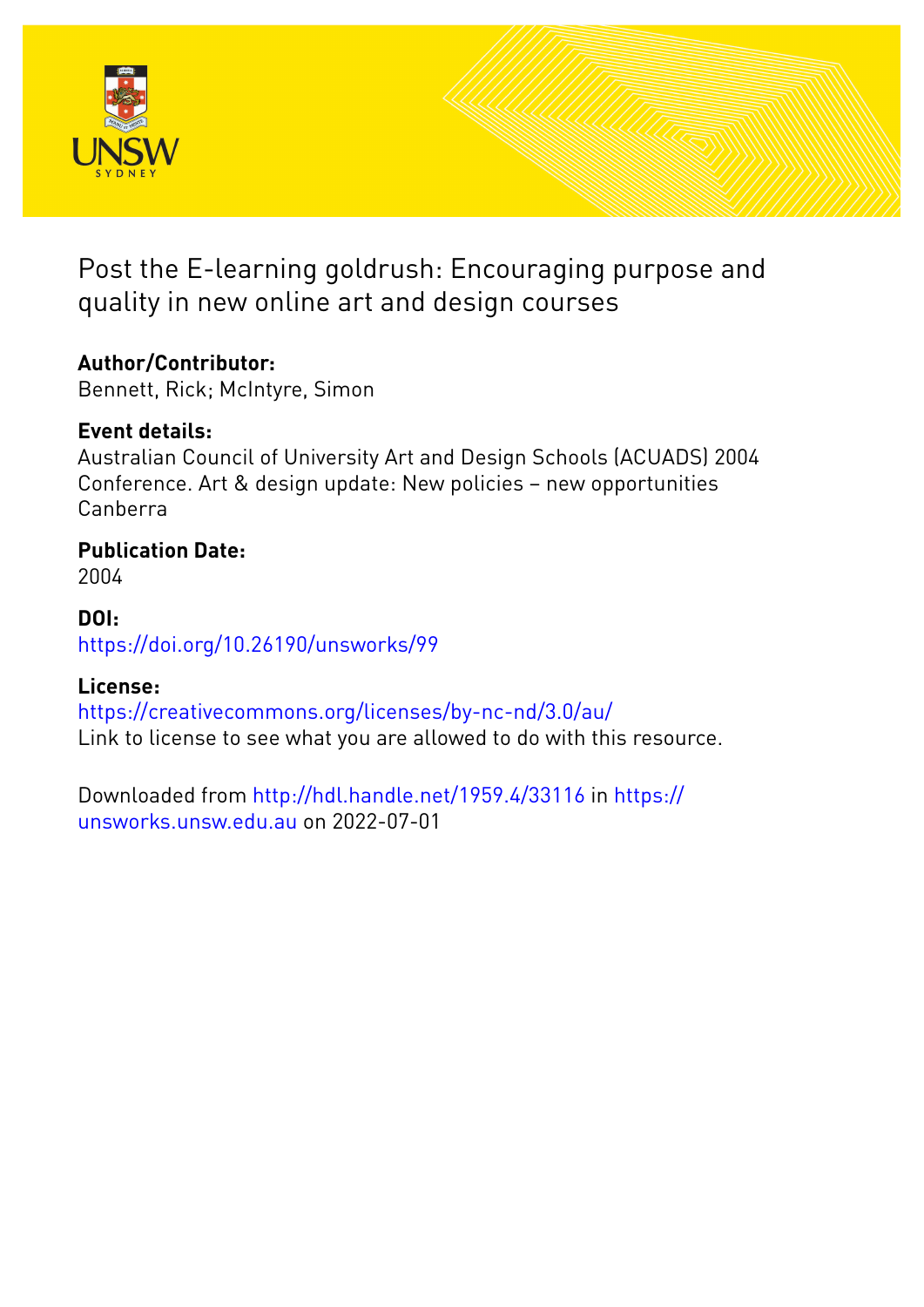# Post the E-learning goldrush: Encouraging purpose and quality in new online art and design courses

**Author/Contributor:**
Bennett, Rick; McIntyre, Simon

**Event details:**
Australian Council of University Art and Design Schools (ACUADS) 2004 Conference. Art & design update: New policies – new opportunities Canberra

**Publication Date:**
2004

**DOI:**
https://doi.org/10.26190/unsworks/99

**License:**
https://creativecommons.org/licenses/by-nc-nd/3.0/au/
Link to license to see what you are allowed to do with this resource.

Downloaded from http://hdl.handle.net/1959.4/33116 in https://unsworks.unsw.edu.au on 2022-07-01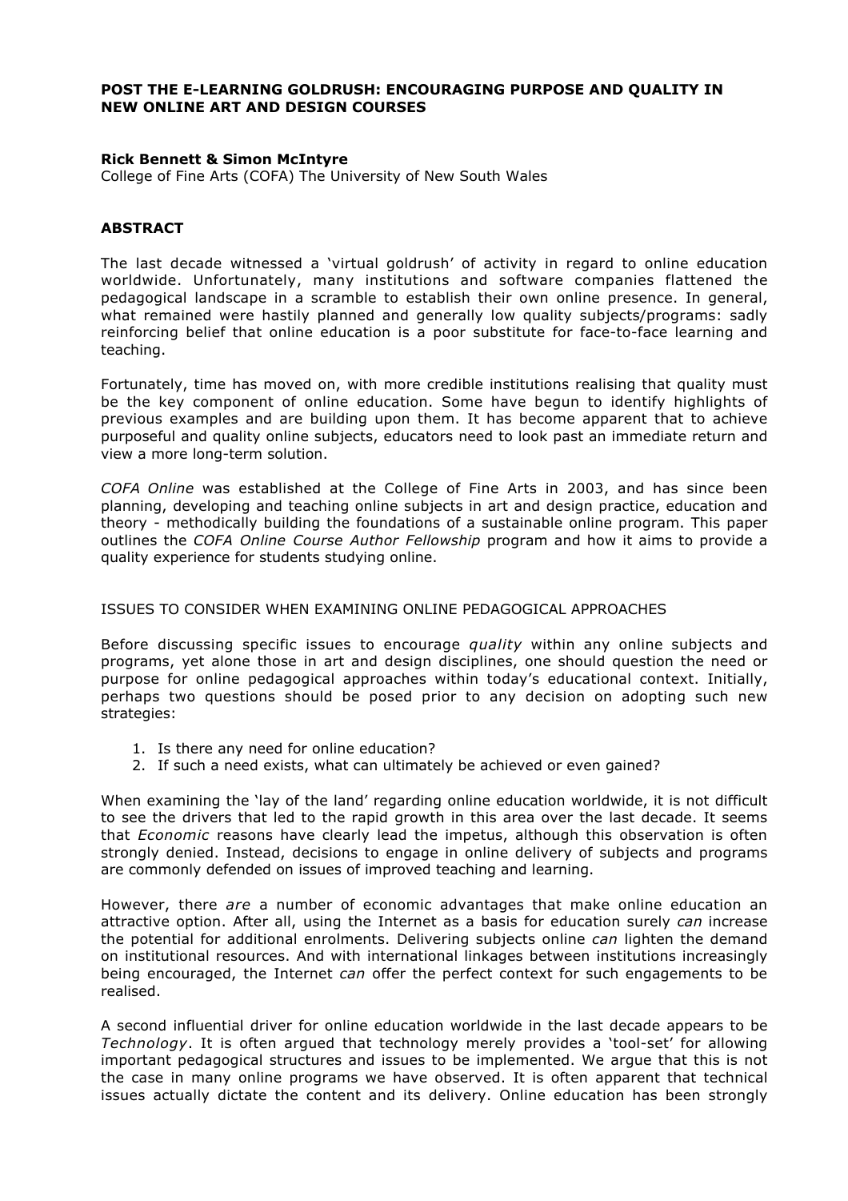**POST THE E-LEARNING GOLDRUSH: ENCOURAGING PURPOSE AND QUALITY IN NEW ONLINE ART AND DESIGN COURSES**

**Rick Bennett & Simon McIntyre**
College of Fine Arts (COFA) The University of New South Wales

## ABSTRACT

The last decade witnessed a 'virtual goldrush' of activity in regard to online education worldwide. Unfortunately, many institutions and software companies flattened the pedagogical landscape in a scramble to establish their own online presence. In general, what remained were hastily planned and generally low quality subjects/programs: sadly reinforcing belief that online education is a poor substitute for face-to-face learning and teaching.

Fortunately, time has moved on, with more credible institutions realising that quality must be the key component of online education. Some have begun to identify highlights of previous examples and are building upon them. It has become apparent that to achieve purposeful and quality online subjects, educators need to look past an immediate return and view a more long-term solution.

*COFA Online* was established at the College of Fine Arts in 2003, and has since been planning, developing and teaching online subjects in art and design practice, education and theory - methodically building the foundations of a sustainable online program. This paper outlines the *COFA Online Course Author Fellowship* program and how it aims to provide a quality experience for students studying online.

## ISSUES TO CONSIDER WHEN EXAMINING ONLINE PEDAGOGICAL APPROACHES

Before discussing specific issues to encourage *quality* within any online subjects and programs, yet alone those in art and design disciplines, one should question the need or purpose for online pedagogical approaches within today's educational context. Initially, perhaps two questions should be posed prior to any decision on adopting such new strategies:

1. Is there any need for online education?
2. If such a need exists, what can ultimately be achieved or even gained?

When examining the 'lay of the land' regarding online education worldwide, it is not difficult to see the drivers that led to the rapid growth in this area over the last decade. It seems that *Economic* reasons have clearly lead the impetus, although this observation is often strongly denied. Instead, decisions to engage in online delivery of subjects and programs are commonly defended on issues of improved teaching and learning.

However, there *are* a number of economic advantages that make online education an attractive option. After all, using the Internet as a basis for education surely *can* increase the potential for additional enrolments. Delivering subjects online *can* lighten the demand on institutional resources. And with international linkages between institutions increasingly being encouraged, the Internet *can* offer the perfect context for such engagements to be realised.

A second influential driver for online education worldwide in the last decade appears to be *Technology*. It is often argued that technology merely provides a 'tool-set' for allowing important pedagogical structures and issues to be implemented. We argue that this is not the case in many online programs we have observed. It is often apparent that technical issues actually dictate the content and its delivery. Online education has been strongly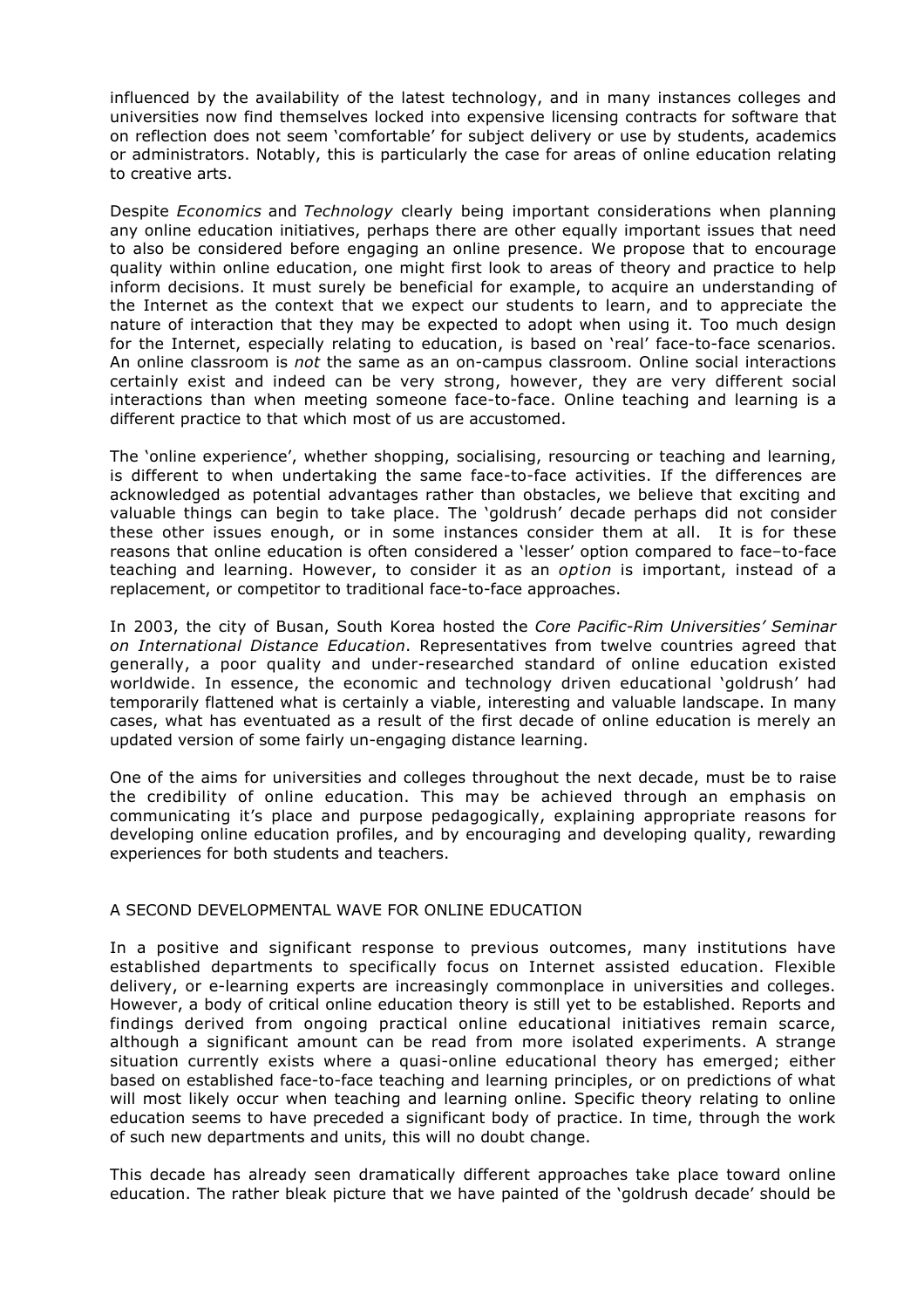influenced by the availability of the latest technology, and in many instances colleges and universities now find themselves locked into expensive licensing contracts for software that on reflection does not seem 'comfortable' for subject delivery or use by students, academics or administrators. Notably, this is particularly the case for areas of online education relating to creative arts.

Despite *Economics* and *Technology* clearly being important considerations when planning any online education initiatives, perhaps there are other equally important issues that need to also be considered before engaging an online presence. We propose that to encourage quality within online education, one might first look to areas of theory and practice to help inform decisions. It must surely be beneficial for example, to acquire an understanding of the Internet as the context that we expect our students to learn, and to appreciate the nature of interaction that they may be expected to adopt when using it. Too much design for the Internet, especially relating to education, is based on 'real' face-to-face scenarios. An online classroom is *not* the same as an on-campus classroom. Online social interactions certainly exist and indeed can be very strong, however, they are very different social interactions than when meeting someone face-to-face. Online teaching and learning is a different practice to that which most of us are accustomed.

The 'online experience', whether shopping, socialising, resourcing or teaching and learning, is different to when undertaking the same face-to-face activities. If the differences are acknowledged as potential advantages rather than obstacles, we believe that exciting and valuable things can begin to take place. The 'goldrush' decade perhaps did not consider these other issues enough, or in some instances consider them at all. It is for these reasons that online education is often considered a 'lesser' option compared to face–to-face teaching and learning. However, to consider it as an *option* is important, instead of a replacement, or competitor to traditional face-to-face approaches.

In 2003, the city of Busan, South Korea hosted the *Core Pacific-Rim Universities' Seminar on International Distance Education*. Representatives from twelve countries agreed that generally, a poor quality and under-researched standard of online education existed worldwide. In essence, the economic and technology driven educational 'goldrush' had temporarily flattened what is certainly a viable, interesting and valuable landscape. In many cases, what has eventuated as a result of the first decade of online education is merely an updated version of some fairly un-engaging distance learning.

One of the aims for universities and colleges throughout the next decade, must be to raise the credibility of online education. This may be achieved through an emphasis on communicating it's place and purpose pedagogically, explaining appropriate reasons for developing online education profiles, and by encouraging and developing quality, rewarding experiences for both students and teachers.

## A SECOND DEVELOPMENTAL WAVE FOR ONLINE EDUCATION

In a positive and significant response to previous outcomes, many institutions have established departments to specifically focus on Internet assisted education. Flexible delivery, or e-learning experts are increasingly commonplace in universities and colleges. However, a body of critical online education theory is still yet to be established. Reports and findings derived from ongoing practical online educational initiatives remain scarce, although a significant amount can be read from more isolated experiments. A strange situation currently exists where a quasi-online educational theory has emerged; either based on established face-to-face teaching and learning principles, or on predictions of what will most likely occur when teaching and learning online. Specific theory relating to online education seems to have preceded a significant body of practice. In time, through the work of such new departments and units, this will no doubt change.

This decade has already seen dramatically different approaches take place toward online education. The rather bleak picture that we have painted of the 'goldrush decade' should be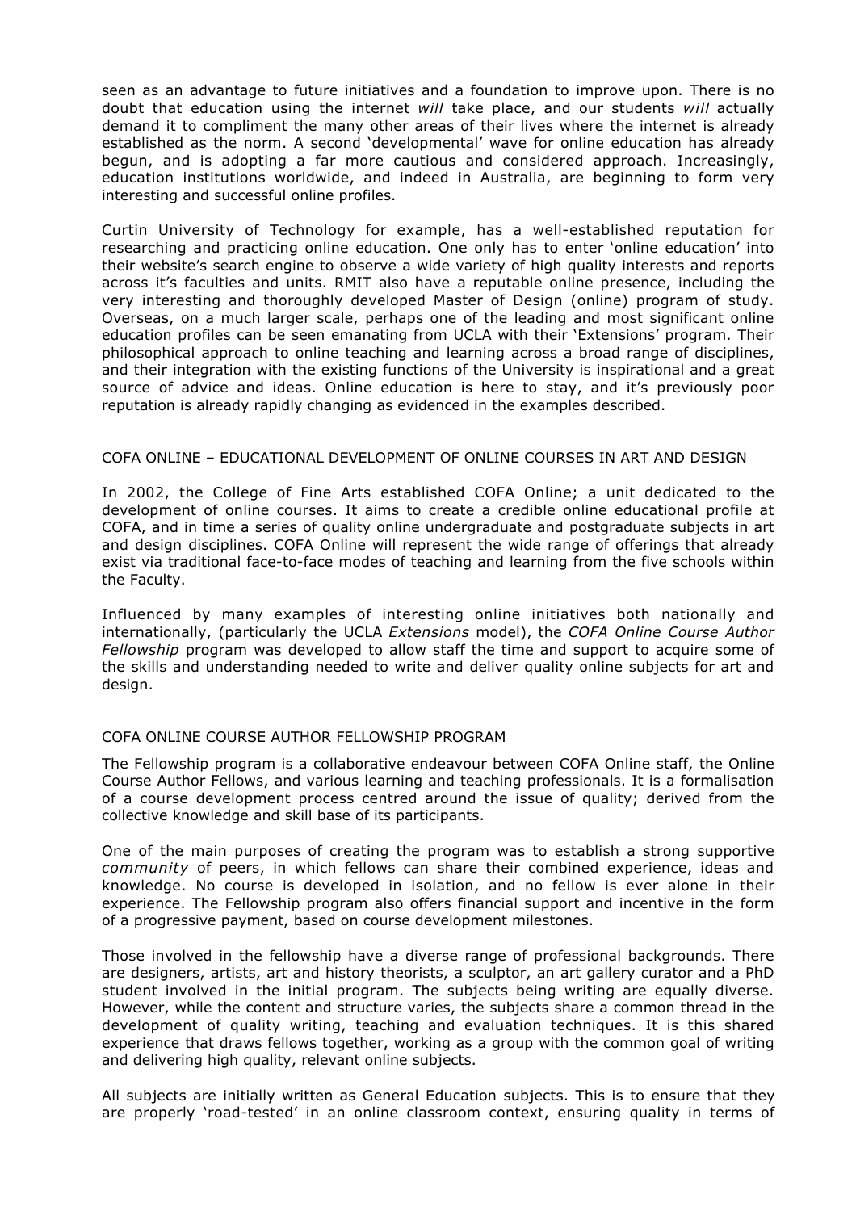seen as an advantage to future initiatives and a foundation to improve upon. There is no doubt that education using the internet *will* take place, and our students *will* actually demand it to compliment the many other areas of their lives where the internet is already established as the norm. A second 'developmental' wave for online education has already begun, and is adopting a far more cautious and considered approach. Increasingly, education institutions worldwide, and indeed in Australia, are beginning to form very interesting and successful online profiles.

Curtin University of Technology for example, has a well-established reputation for researching and practicing online education. One only has to enter 'online education' into their website's search engine to observe a wide variety of high quality interests and reports across it's faculties and units. RMIT also have a reputable online presence, including the very interesting and thoroughly developed Master of Design (online) program of study. Overseas, on a much larger scale, perhaps one of the leading and most significant online education profiles can be seen emanating from UCLA with their 'Extensions' program. Their philosophical approach to online teaching and learning across a broad range of disciplines, and their integration with the existing functions of the University is inspirational and a great source of advice and ideas. Online education is here to stay, and it's previously poor reputation is already rapidly changing as evidenced in the examples described.

## COFA ONLINE – EDUCATIONAL DEVELOPMENT OF ONLINE COURSES IN ART AND DESIGN

In 2002, the College of Fine Arts established COFA Online; a unit dedicated to the development of online courses. It aims to create a credible online educational profile at COFA, and in time a series of quality online undergraduate and postgraduate subjects in art and design disciplines. COFA Online will represent the wide range of offerings that already exist via traditional face-to-face modes of teaching and learning from the five schools within the Faculty.

Influenced by many examples of interesting online initiatives both nationally and internationally, (particularly the UCLA *Extensions* model), the *COFA Online Course Author Fellowship* program was developed to allow staff the time and support to acquire some of the skills and understanding needed to write and deliver quality online subjects for art and design.

## COFA ONLINE COURSE AUTHOR FELLOWSHIP PROGRAM

The Fellowship program is a collaborative endeavour between COFA Online staff, the Online Course Author Fellows, and various learning and teaching professionals. It is a formalisation of a course development process centred around the issue of quality; derived from the collective knowledge and skill base of its participants.

One of the main purposes of creating the program was to establish a strong supportive *community* of peers, in which fellows can share their combined experience, ideas and knowledge. No course is developed in isolation, and no fellow is ever alone in their experience. The Fellowship program also offers financial support and incentive in the form of a progressive payment, based on course development milestones.

Those involved in the fellowship have a diverse range of professional backgrounds. There are designers, artists, art and history theorists, a sculptor, an art gallery curator and a PhD student involved in the initial program. The subjects being writing are equally diverse. However, while the content and structure varies, the subjects share a common thread in the development of quality writing, teaching and evaluation techniques. It is this shared experience that draws fellows together, working as a group with the common goal of writing and delivering high quality, relevant online subjects.

All subjects are initially written as General Education subjects. This is to ensure that they are properly 'road-tested' in an online classroom context, ensuring quality in terms of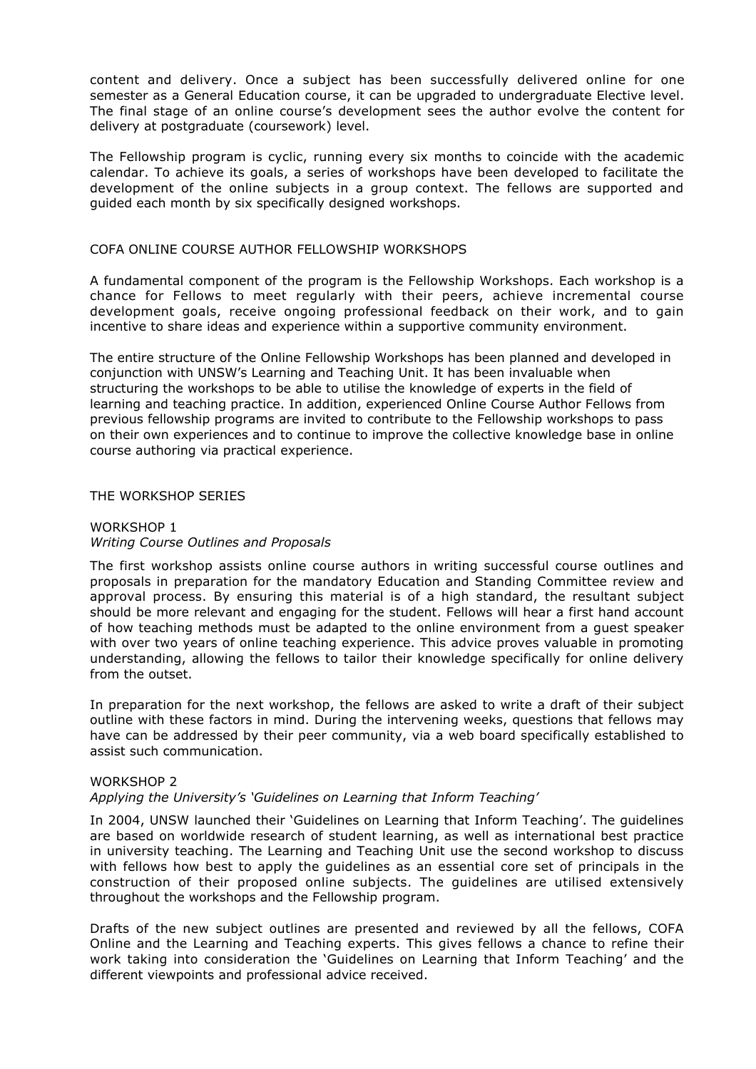content and delivery. Once a subject has been successfully delivered online for one semester as a General Education course, it can be upgraded to undergraduate Elective level. The final stage of an online course's development sees the author evolve the content for delivery at postgraduate (coursework) level.

The Fellowship program is cyclic, running every six months to coincide with the academic calendar. To achieve its goals, a series of workshops have been developed to facilitate the development of the online subjects in a group context. The fellows are supported and guided each month by six specifically designed workshops.

## COFA ONLINE COURSE AUTHOR FELLOWSHIP WORKSHOPS

A fundamental component of the program is the Fellowship Workshops. Each workshop is a chance for Fellows to meet regularly with their peers, achieve incremental course development goals, receive ongoing professional feedback on their work, and to gain incentive to share ideas and experience within a supportive community environment.

The entire structure of the Online Fellowship Workshops has been planned and developed in conjunction with UNSW's Learning and Teaching Unit. It has been invaluable when structuring the workshops to be able to utilise the knowledge of experts in the field of learning and teaching practice. In addition, experienced Online Course Author Fellows from previous fellowship programs are invited to contribute to the Fellowship workshops to pass on their own experiences and to continue to improve the collective knowledge base in online course authoring via practical experience.

## THE WORKSHOP SERIES

### WORKSHOP 1
*Writing Course Outlines and Proposals*

The first workshop assists online course authors in writing successful course outlines and proposals in preparation for the mandatory Education and Standing Committee review and approval process. By ensuring this material is of a high standard, the resultant subject should be more relevant and engaging for the student. Fellows will hear a first hand account of how teaching methods must be adapted to the online environment from a guest speaker with over two years of online teaching experience. This advice proves valuable in promoting understanding, allowing the fellows to tailor their knowledge specifically for online delivery from the outset.

In preparation for the next workshop, the fellows are asked to write a draft of their subject outline with these factors in mind. During the intervening weeks, questions that fellows may have can be addressed by their peer community, via a web board specifically established to assist such communication.

### WORKSHOP 2
*Applying the University's 'Guidelines on Learning that Inform Teaching'*

In 2004, UNSW launched their 'Guidelines on Learning that Inform Teaching'. The guidelines are based on worldwide research of student learning, as well as international best practice in university teaching. The Learning and Teaching Unit use the second workshop to discuss with fellows how best to apply the guidelines as an essential core set of principals in the construction of their proposed online subjects. The guidelines are utilised extensively throughout the workshops and the Fellowship program.

Drafts of the new subject outlines are presented and reviewed by all the fellows, COFA Online and the Learning and Teaching experts. This gives fellows a chance to refine their work taking into consideration the 'Guidelines on Learning that Inform Teaching' and the different viewpoints and professional advice received.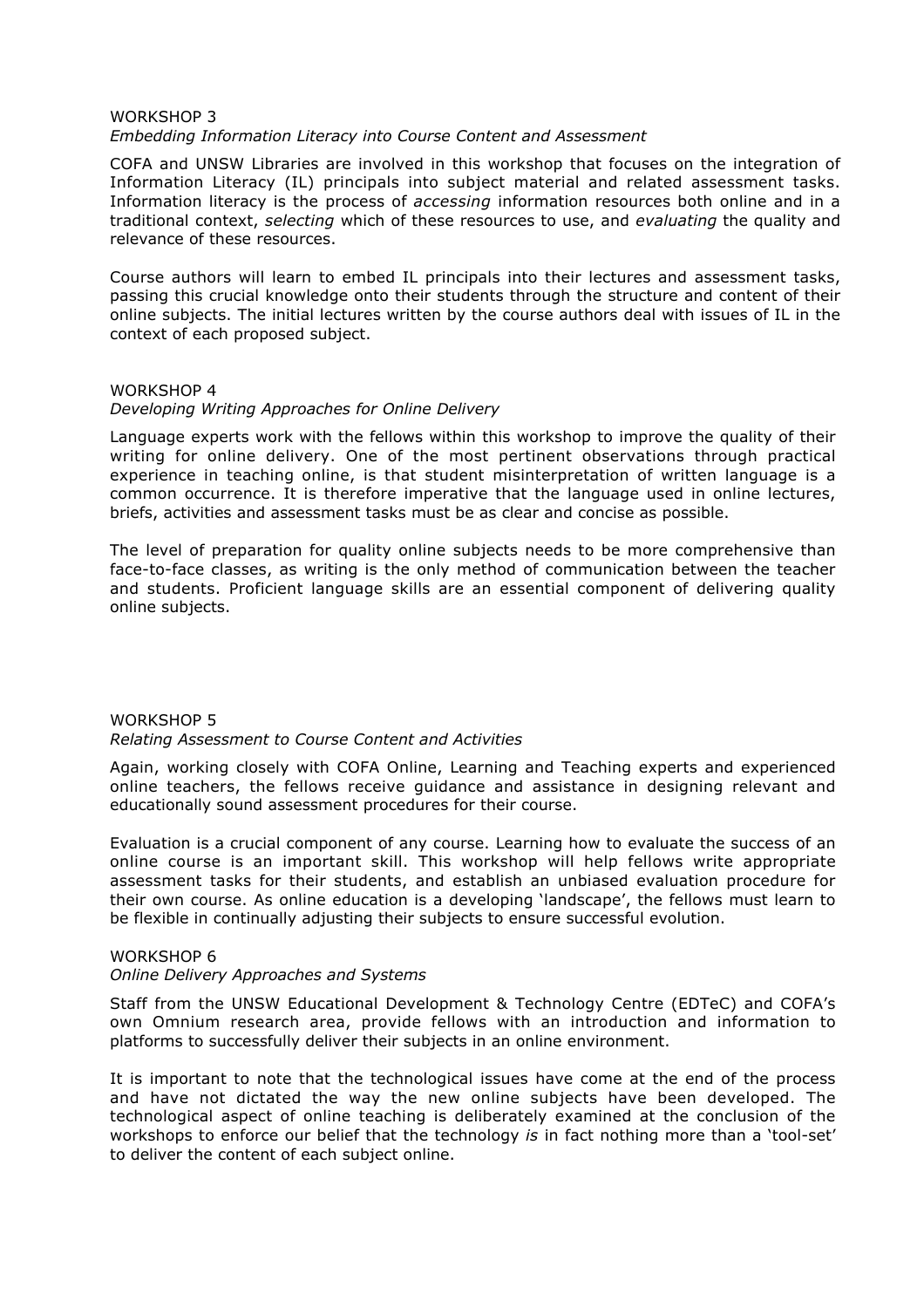WORKSHOP 3

*Embedding Information Literacy into Course Content and Assessment*

COFA and UNSW Libraries are involved in this workshop that focuses on the integration of Information Literacy (IL) principals into subject material and related assessment tasks. Information literacy is the process of *accessing* information resources both online and in a traditional context, *selecting* which of these resources to use, and *evaluating* the quality and relevance of these resources.

Course authors will learn to embed IL principals into their lectures and assessment tasks, passing this crucial knowledge onto their students through the structure and content of their online subjects. The initial lectures written by the course authors deal with issues of IL in the context of each proposed subject.

WORKSHOP 4

*Developing Writing Approaches for Online Delivery*

Language experts work with the fellows within this workshop to improve the quality of their writing for online delivery. One of the most pertinent observations through practical experience in teaching online, is that student misinterpretation of written language is a common occurrence. It is therefore imperative that the language used in online lectures, briefs, activities and assessment tasks must be as clear and concise as possible.

The level of preparation for quality online subjects needs to be more comprehensive than face-to-face classes, as writing is the only method of communication between the teacher and students. Proficient language skills are an essential component of delivering quality online subjects.

WORKSHOP 5

*Relating Assessment to Course Content and Activities*

Again, working closely with COFA Online, Learning and Teaching experts and experienced online teachers, the fellows receive guidance and assistance in designing relevant and educationally sound assessment procedures for their course.

Evaluation is a crucial component of any course. Learning how to evaluate the success of an online course is an important skill. This workshop will help fellows write appropriate assessment tasks for their students, and establish an unbiased evaluation procedure for their own course. As online education is a developing 'landscape', the fellows must learn to be flexible in continually adjusting their subjects to ensure successful evolution.

WORKSHOP 6

*Online Delivery Approaches and Systems*

Staff from the UNSW Educational Development & Technology Centre (EDTeC) and COFA's own Omnium research area, provide fellows with an introduction and information to platforms to successfully deliver their subjects in an online environment.

It is important to note that the technological issues have come at the end of the process and have not dictated the way the new online subjects have been developed. The technological aspect of online teaching is deliberately examined at the conclusion of the workshops to enforce our belief that the technology *is* in fact nothing more than a 'tool-set' to deliver the content of each subject online.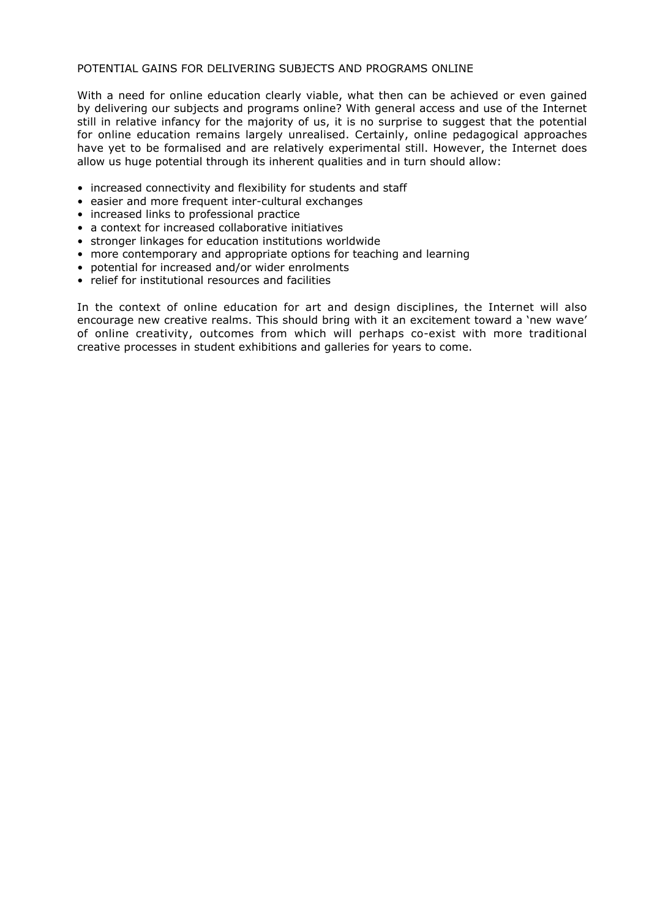## POTENTIAL GAINS FOR DELIVERING SUBJECTS AND PROGRAMS ONLINE

With a need for online education clearly viable, what then can be achieved or even gained by delivering our subjects and programs online? With general access and use of the Internet still in relative infancy for the majority of us, it is no surprise to suggest that the potential for online education remains largely unrealised. Certainly, online pedagogical approaches have yet to be formalised and are relatively experimental still. However, the Internet does allow us huge potential through its inherent qualities and in turn should allow:

- increased connectivity and flexibility for students and staff
- easier and more frequent inter-cultural exchanges
- increased links to professional practice
- a context for increased collaborative initiatives
- stronger linkages for education institutions worldwide
- more contemporary and appropriate options for teaching and learning
- potential for increased and/or wider enrolments
- relief for institutional resources and facilities

In the context of online education for art and design disciplines, the Internet will also encourage new creative realms. This should bring with it an excitement toward a 'new wave' of online creativity, outcomes from which will perhaps co-exist with more traditional creative processes in student exhibitions and galleries for years to come.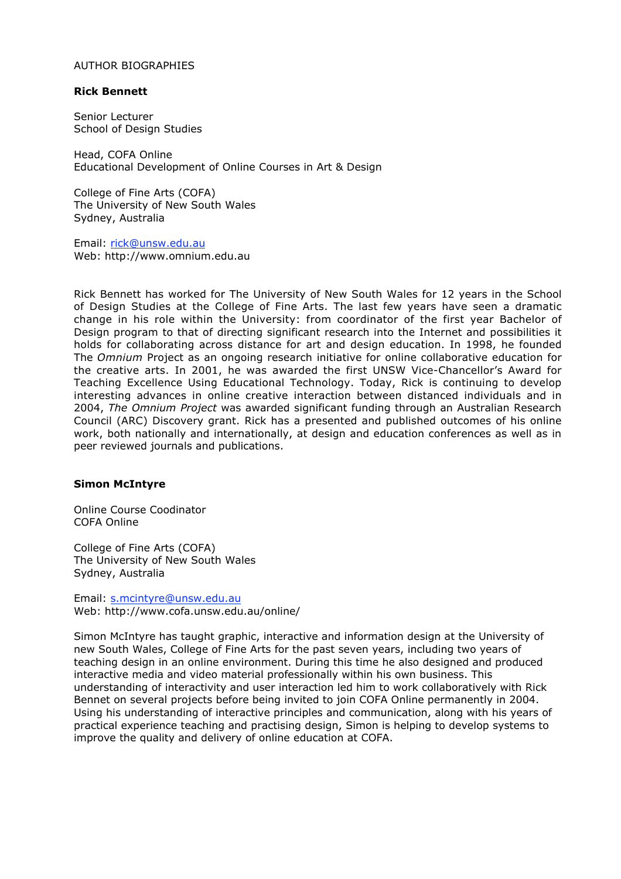AUTHOR BIOGRAPHIES

**Rick Bennett**

Senior Lecturer
School of Design Studies

Head, COFA Online
Educational Development of Online Courses in Art & Design

College of Fine Arts (COFA)
The University of New South Wales
Sydney, Australia

Email: rick@unsw.edu.au
Web: http://www.omnium.edu.au

Rick Bennett has worked for The University of New South Wales for 12 years in the School of Design Studies at the College of Fine Arts. The last few years have seen a dramatic change in his role within the University: from coordinator of the first year Bachelor of Design program to that of directing significant research into the Internet and possibilities it holds for collaborating across distance for art and design education. In 1998, he founded The *Omnium* Project as an ongoing research initiative for online collaborative education for the creative arts. In 2001, he was awarded the first UNSW Vice-Chancellor's Award for Teaching Excellence Using Educational Technology. Today, Rick is continuing to develop interesting advances in online creative interaction between distanced individuals and in 2004, *The Omnium Project* was awarded significant funding through an Australian Research Council (ARC) Discovery grant. Rick has a presented and published outcomes of his online work, both nationally and internationally, at design and education conferences as well as in peer reviewed journals and publications.

**Simon McIntyre**

Online Course Coodinator
COFA Online

College of Fine Arts (COFA)
The University of New South Wales
Sydney, Australia

Email: s.mcintyre@unsw.edu.au
Web: http://www.cofa.unsw.edu.au/online/

Simon McIntyre has taught graphic, interactive and information design at the University of new South Wales, College of Fine Arts for the past seven years, including two years of teaching design in an online environment. During this time he also designed and produced interactive media and video material professionally within his own business. This understanding of interactivity and user interaction led him to work collaboratively with Rick Bennet on several projects before being invited to join COFA Online permanently in 2004. Using his understanding of interactive principles and communication, along with his years of practical experience teaching and practising design, Simon is helping to develop systems to improve the quality and delivery of online education at COFA.